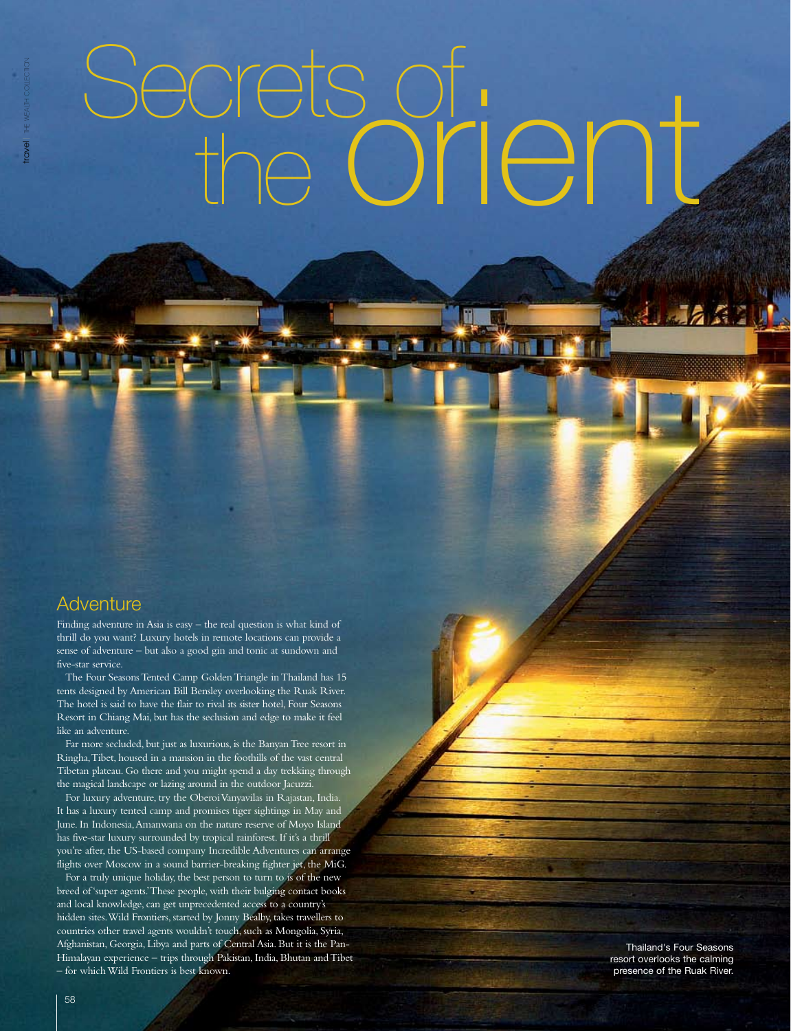# Secrets of the orient

## Adventure

Finding adventure in Asia is easy – the real question is what kind of thrill do you want? Luxury hotels in remote locations can provide a sense of adventure – but also a good gin and tonic at sundown and five-star service.

The Four Seasons Tented Camp Golden Triangle in Thailand has 15 tents designed by American Bill Bensley overlooking the Ruak River. The hotel is said to have the flair to rival its sister hotel, Four Seasons Resort in Chiang Mai, but has the seclusion and edge to make it feel like an adventure.

Far more secluded, but just as luxurious, is the Banyan Tree resort in Ringha, Tibet, housed in a mansion in the foothills of the vast central Tibetan plateau. Go there and you might spend a day trekking through the magical landscape or lazing around in the outdoor Jacuzzi.

For luxury adventure, try the Oberoi Vanyavilas in Rajastan, India. It has a luxury tented camp and promises tiger sightings in May and June. In Indonesia, Amanwana on the nature reserve of Moyo Island has five-star luxury surrounded by tropical rainforest. If it's a thrill you're after, the US-based company Incredible Adventures can arrange flights over Moscow in a sound barrier-breaking fighter jet, the MiG.

For a truly unique holiday, the best person to turn to is of the new breed of 'super agents.' These people, with their bulging contact books and local knowledge, can get unprecedented access to a country's hidden sites. Wild Frontiers, started by Jonny Bealby, takes travellers to countries other travel agents wouldn't touch, such as Mongolia, Syria, Afghanistan, Georgia, Libya and parts of Central Asia. But it is the Pan-Himalayan experience – trips through Pakistan, India, Bhutan and Tibet – for which Wild Frontiers is best known.

Thailand's Four Seasons resort overlooks the calming presence of the Ruak River.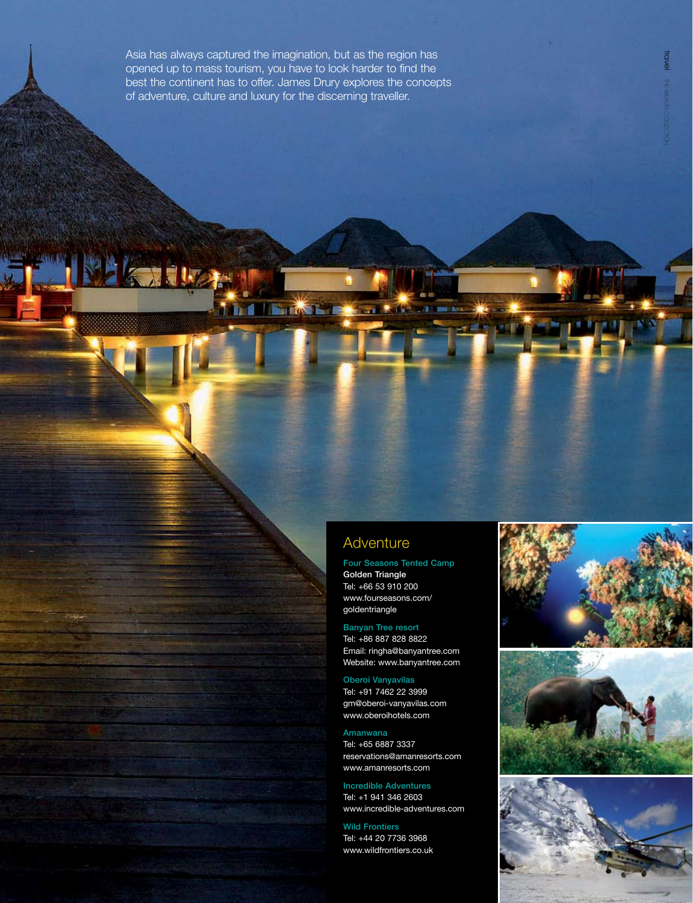Asia has always captured the imagination, but as the region has opened up to mass tourism, you have to look harder to find the best the continent has to offer. James Drury explores the concepts of adventure, culture and luxury for the discerning traveller.

## Adventure

**Four Seasons Tented Camp**
Golden Triangle
Tel: +66 53 910 200
www.fourseasons.com/goldentriangle

**Banyan Tree resort**
Tel: +86 887 828 8822
Email: ringha@banyantree.com
Website: www.banyantree.com

**Oberoi Vanyavilas**
Tel: +91 7462 22 3999
gm@oberoi-vanyavilas.com
www.oberoihotels.com

**Amanwana**
Tel: +65 6887 3337
reservations@amanresorts.com
www.amanresorts.com

**Incredible Adventures**
Tel: +1 941 346 2603
www.incredible-adventures.com

**Wild Frontiers**
Tel: +44 20 7736 3968
www.wildfrontiers.co.uk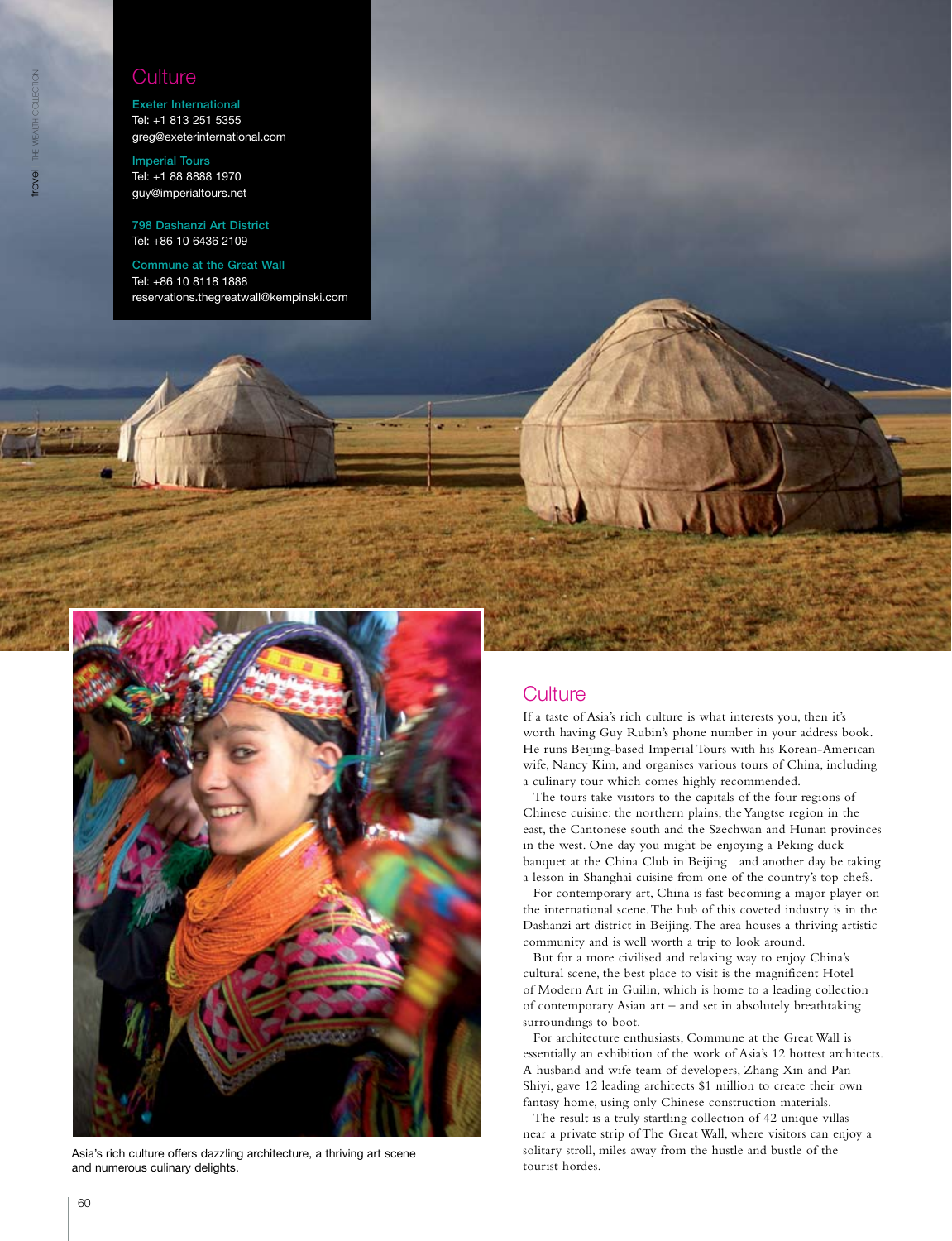## Culture

**Exeter International**
Tel: +1 813 251 5355
greg@exeterinternational.com

**Imperial Tours**
Tel: +1 88 8888 1970
guy@imperialtours.net

**798 Dashanzi Art District**
Tel: +86 10 6436 2109

**Commune at the Great Wall**
Tel: +86 10 8118 1888
reservations.thegreatwall@kempinski.com

Asia's rich culture offers dazzling architecture, a thriving art scene and numerous culinary delights.

## Culture

If a taste of Asia's rich culture is what interests you, then it's worth having Guy Rubin's phone number in your address book. He runs Beijing-based Imperial Tours with his Korean-American wife, Nancy Kim, and organises various tours of China, including a culinary tour which comes highly recommended.

The tours take visitors to the capitals of the four regions of Chinese cuisine: the northern plains, the Yangtse region in the east, the Cantonese south and the Szechwan and Hunan provinces in the west. One day you might be enjoying a Peking duck banquet at the China Club in Beijing and another day be taking a lesson in Shanghai cuisine from one of the country's top chefs.

For contemporary art, China is fast becoming a major player on the international scene. The hub of this coveted industry is in the Dashanzi art district in Beijing. The area houses a thriving artistic community and is well worth a trip to look around.

But for a more civilised and relaxing way to enjoy China's cultural scene, the best place to visit is the magnificent Hotel of Modern Art in Guilin, which is home to a leading collection of contemporary Asian art – and set in absolutely breathtaking surroundings to boot.

For architecture enthusiasts, Commune at the Great Wall is essentially an exhibition of the work of Asia's 12 hottest architects. A husband and wife team of developers, Zhang Xin and Pan Shiyi, gave 12 leading architects $1 million to create their own fantasy home, using only Chinese construction materials.

The result is a truly startling collection of 42 unique villas near a private strip of The Great Wall, where visitors can enjoy a solitary stroll, miles away from the hustle and bustle of the tourist hordes.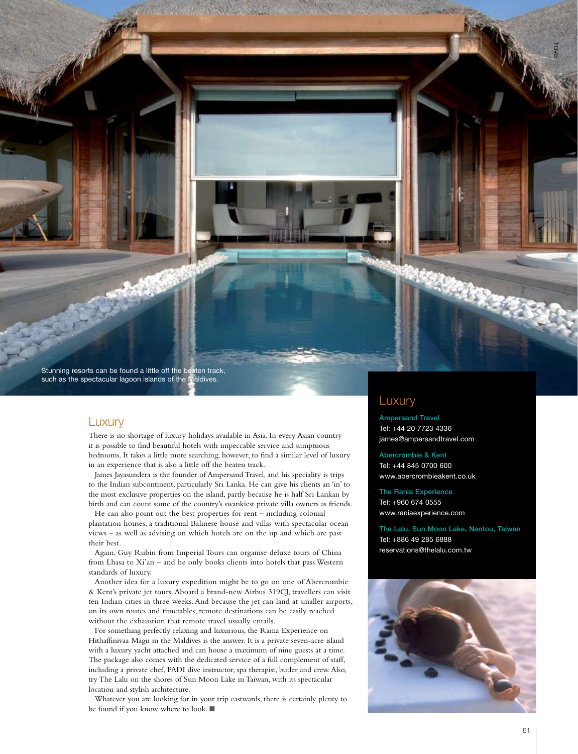Stunning resorts can be found a little off the beaten track, such as the spectacular lagoon islands of the Maldives.

## Luxury

There is no shortage of luxury holidays available in Asia. In every Asian country it is possible to find beautiful hotels with impeccable service and sumptuous bedrooms. It takes a little more searching, however, to find a similar level of luxury in an experience that is also a little off the beaten track.

James Jayasundera is the founder of Ampersand Travel, and his speciality is trips to the Indian subcontinent, particularly Sri Lanka. He can give his clients an 'in' to the most exclusive properties on the island, partly because he is half Sri Lankan by birth and can count some of the country's swankiest private villa owners as friends.

He can also point out the best properties for rent – including colonial plantation houses, a traditional Balinese house and villas with spectacular ocean views – as well as advising on which hotels are on the up and which are past their best.

Again, Guy Rubin from Imperial Tours can organise deluxe tours of China from Lhasa to Xi'an – and he only books clients into hotels that pass Western standards of luxury.

Another idea for a luxury expedition might be to go on one of Abercrombie & Kent's private jet tours. Aboard a brand-new Airbus 319CJ, travellers can visit ten Indian cities in three weeks. And because the jet can land at smaller airports, on its own routes and timetables, remote destinations can be easily reached without the exhaustion that remote travel usually entails.

For something perfectly relaxing and luxurious, the Rania Experience on Hithaffinivaa Magu in the Maldives is the answer. It is a private seven-acre island with a luxury yacht attached and can house a maximum of nine guests at a time. The package also comes with the dedicated service of a full complement of staff, including a private chef, PADI dive instructor, spa therapist, butler and crew. Also, try The Lalu on the shores of Sun Moon Lake in Taiwan, with its spectacular location and stylish architecture.

Whatever you are looking for in your trip eastwards, there is certainly plenty to be found if you know where to look. ■

## Luxury

**Ampersand Travel**
Tel: +44 20 7723 4336
james@ampersandtravel.com

**Abercrombie & Kent**
Tel: +44 845 0700 600
www.abercrombieakent.co.uk

**The Rania Experience**
Tel: +960 674 0555
www.raniaexperience.com

**The Lalu, Sun Moon Lake, Nantou, Taiwan**
Tel: +886 49 285 6888
reservations@thelalu.com.tw